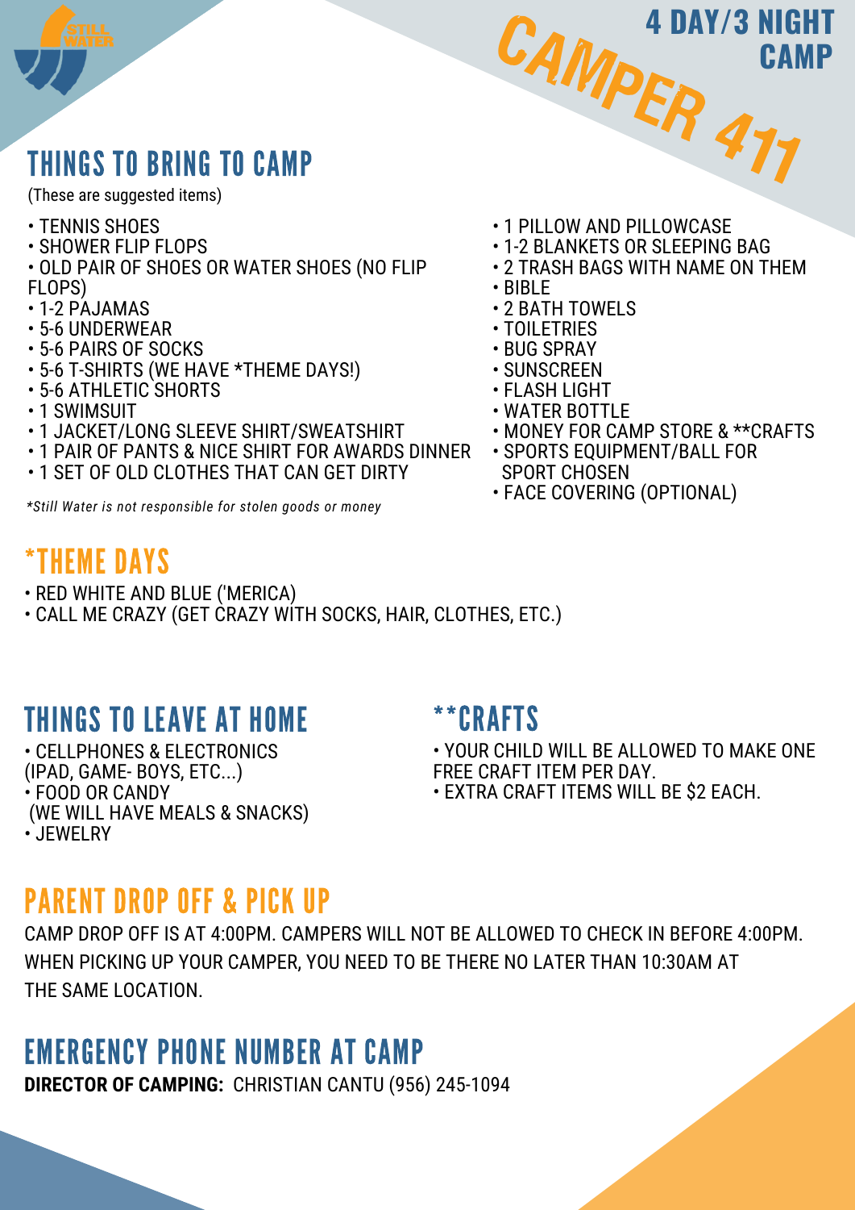# 4 DAY/3 NIGHT CAMP

# CAMPER 411

## THINGS TO BRING TO CAMP

(These are suggested items)

- TENNIS SHOES
- SHOWER FLIP FLOPS
- OLD PAIR OF SHOES OR WATER SHOES (NO FLIP FLOPS)
- 1-2 PAJAMAS
- 5-6 UNDERWEAR
- 5-6 PAIRS OF SOCKS
- 5-6 T-SHIRTS (WE HAVE *THEME DAYS!)
- 5-6 ATHLETIC SHORTS
- 1 SWIMSUIT
- 1 JACKET/LONG SLEEVE SHIRT/SWEATSHIRT
- 1 PAIR OF PANTS & NICE SHIRT FOR AWARDS DINNER
- 1 SET OF OLD CLOTHES THAT CAN GET DIRTY
- 1 PILLOW AND PILLOWCASE
- 1-2 BLANKETS OR SLEEPING BAG
- 2 TRASH BAGS WITH NAME ON THEM
- BIBLE
- 2 BATH TOWELS
- TOILETRIES
- BUG SPRAY
- SUNSCREEN
- FLASH LIGHT
- WATER BOTTLE
- MONEY FOR CAMP STORE & **CRAFTS
- SPORTS EQUIPMENT/BALL FOR SPORT CHOSEN
- FACE COVERING (OPTIONAL)

*Still Water is not responsible for stolen goods or money*

## *THEME DAYS

- RED WHITE AND BLUE ('MERICA)
- CALL ME CRAZY (GET CRAZY WITH SOCKS, HAIR, CLOTHES, ETC.)

## THINGS TO LEAVE AT HOME

- CELLPHONES & ELECTRONICS (IPAD, GAME- BOYS, ETC...)
- FOOD OR CANDY (WE WILL HAVE MEALS & SNACKS)
- JEWELRY

## **CRAFTS

- YOUR CHILD WILL BE ALLOWED TO MAKE ONE FREE CRAFT ITEM PER DAY.
- EXTRA CRAFT ITEMS WILL BE $2 EACH.

## PARENT DROP OFF & PICK UP

CAMP DROP OFF IS AT 4:00PM. CAMPERS WILL NOT BE ALLOWED TO CHECK IN BEFORE 4:00PM. WHEN PICKING UP YOUR CAMPER, YOU NEED TO BE THERE NO LATER THAN 10:30AM AT THE SAME LOCATION.

## EMERGENCY PHONE NUMBER AT CAMP

**DIRECTOR OF CAMPING:** CHRISTIAN CANTU (956) 245-1094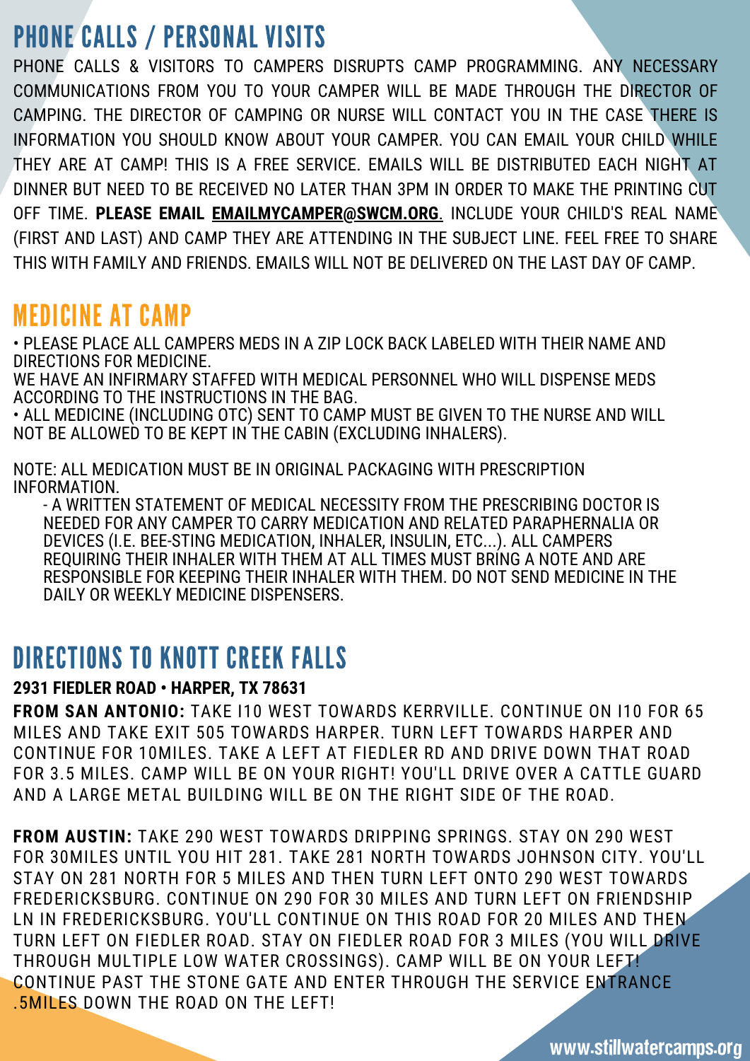## PHONE CALLS / PERSONAL VISITS

PHONE CALLS & VISITORS TO CAMPERS DISRUPTS CAMP PROGRAMMING. ANY NECESSARY COMMUNICATIONS FROM YOU TO YOUR CAMPER WILL BE MADE THROUGH THE DIRECTOR OF CAMPING. THE DIRECTOR OF CAMPING OR NURSE WILL CONTACT YOU IN THE CASE THERE IS INFORMATION YOU SHOULD KNOW ABOUT YOUR CAMPER. YOU CAN EMAIL YOUR CHILD WHILE THEY ARE AT CAMP! THIS IS A FREE SERVICE. EMAILS WILL BE DISTRIBUTED EACH NIGHT AT DINNER BUT NEED TO BE RECEIVED NO LATER THAN 3PM IN ORDER TO MAKE THE PRINTING CUT OFF TIME. **PLEASE EMAIL EMAILMYCAMPER@SWCM.ORG**. INCLUDE YOUR CHILD'S REAL NAME (FIRST AND LAST) AND CAMP THEY ARE ATTENDING IN THE SUBJECT LINE. FEEL FREE TO SHARE THIS WITH FAMILY AND FRIENDS. EMAILS WILL NOT BE DELIVERED ON THE LAST DAY OF CAMP.

## MEDICINE AT CAMP

- PLEASE PLACE ALL CAMPERS MEDS IN A ZIP LOCK BACK LABELED WITH THEIR NAME AND DIRECTIONS FOR MEDICINE.

WE HAVE AN INFIRMARY STAFFED WITH MEDICAL PERSONNEL WHO WILL DISPENSE MEDS ACCORDING TO THE INSTRUCTIONS IN THE BAG.

- ALL MEDICINE (INCLUDING OTC) SENT TO CAMP MUST BE GIVEN TO THE NURSE AND WILL NOT BE ALLOWED TO BE KEPT IN THE CABIN (EXCLUDING INHALERS).

NOTE: ALL MEDICATION MUST BE IN ORIGINAL PACKAGING WITH PRESCRIPTION INFORMATION.

- A WRITTEN STATEMENT OF MEDICAL NECESSITY FROM THE PRESCRIBING DOCTOR IS NEEDED FOR ANY CAMPER TO CARRY MEDICATION AND RELATED PARAPHERNALIA OR DEVICES (I.E. BEE-STING MEDICATION, INHALER, INSULIN, ETC...). ALL CAMPERS REQUIRING THEIR INHALER WITH THEM AT ALL TIMES MUST BRING A NOTE AND ARE RESPONSIBLE FOR KEEPING THEIR INHALER WITH THEM. DO NOT SEND MEDICINE IN THE DAILY OR WEEKLY MEDICINE DISPENSERS.

## DIRECTIONS TO KNOTT CREEK FALLS

**2931 FIEDLER ROAD • HARPER, TX 78631**

**FROM SAN ANTONIO:** TAKE I10 WEST TOWARDS KERRVILLE. CONTINUE ON I10 FOR 65 MILES AND TAKE EXIT 505 TOWARDS HARPER. TURN LEFT TOWARDS HARPER AND CONTINUE FOR 10MILES. TAKE A LEFT AT FIEDLER RD AND DRIVE DOWN THAT ROAD FOR 3.5 MILES. CAMP WILL BE ON YOUR RIGHT! YOU'LL DRIVE OVER A CATTLE GUARD AND A LARGE METAL BUILDING WILL BE ON THE RIGHT SIDE OF THE ROAD.

**FROM AUSTIN:** TAKE 290 WEST TOWARDS DRIPPING SPRINGS. STAY ON 290 WEST FOR 30MILES UNTIL YOU HIT 281. TAKE 281 NORTH TOWARDS JOHNSON CITY. YOU'LL STAY ON 281 NORTH FOR 5 MILES AND THEN TURN LEFT ONTO 290 WEST TOWARDS FREDERICKSBURG. CONTINUE ON 290 FOR 30 MILES AND TURN LEFT ON FRIENDSHIP LN IN FREDERICKSBURG. YOU'LL CONTINUE ON THIS ROAD FOR 20 MILES AND THEN TURN LEFT ON FIEDLER ROAD. STAY ON FIEDLER ROAD FOR 3 MILES (YOU WILL DRIVE THROUGH MULTIPLE LOW WATER CROSSINGS). CAMP WILL BE ON YOUR LEFT! CONTINUE PAST THE STONE GATE AND ENTER THROUGH THE SERVICE ENTRANCE .5MILES DOWN THE ROAD ON THE LEFT!

www.stillwatercamps.org